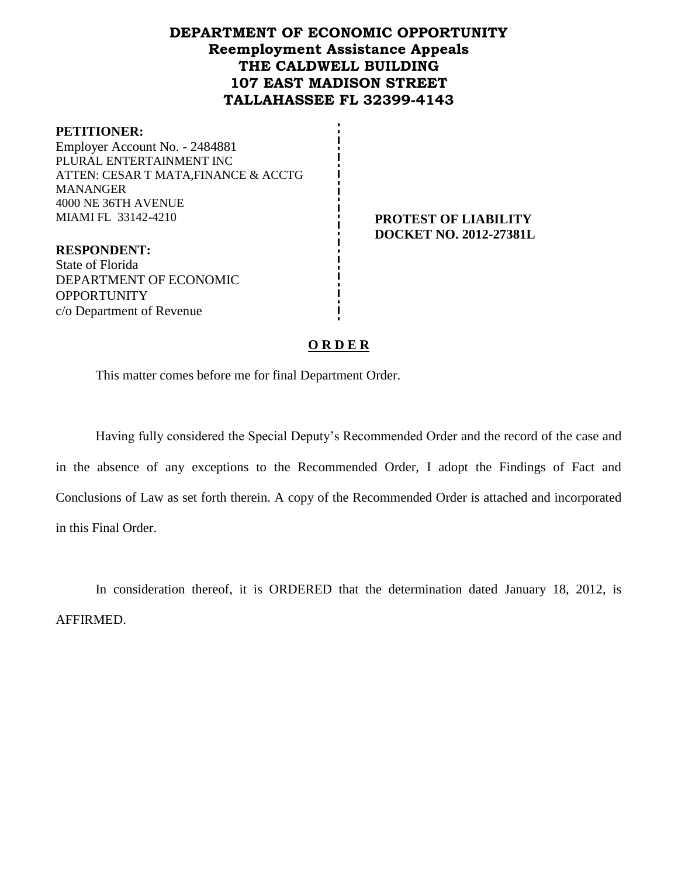# DEPARTMENT OF ECONOMIC OPPORTUNITY
## Reemployment Assistance Appeals
## THE CALDWELL BUILDING
## 107 EAST MADISON STREET
## TALLAHASSEE FL 32399-4143

**PETITIONER:**
Employer Account No. - 2484881
PLURAL ENTERTAINMENT INC
ATTEN: CESAR T MATA,FINANCE & ACCTG MANANGER
4000 NE 36TH AVENUE
MIAMI FL 33142-4210

**PROTEST OF LIABILITY**
**DOCKET NO. 2012-27381L**

**RESPONDENT:**
State of Florida
DEPARTMENT OF ECONOMIC OPPORTUNITY
c/o Department of Revenue

## O R D E R

This matter comes before me for final Department Order.

Having fully considered the Special Deputy's Recommended Order and the record of the case and in the absence of any exceptions to the Recommended Order, I adopt the Findings of Fact and Conclusions of Law as set forth therein. A copy of the Recommended Order is attached and incorporated in this Final Order.

In consideration thereof, it is ORDERED that the determination dated January 18, 2012, is AFFIRMED.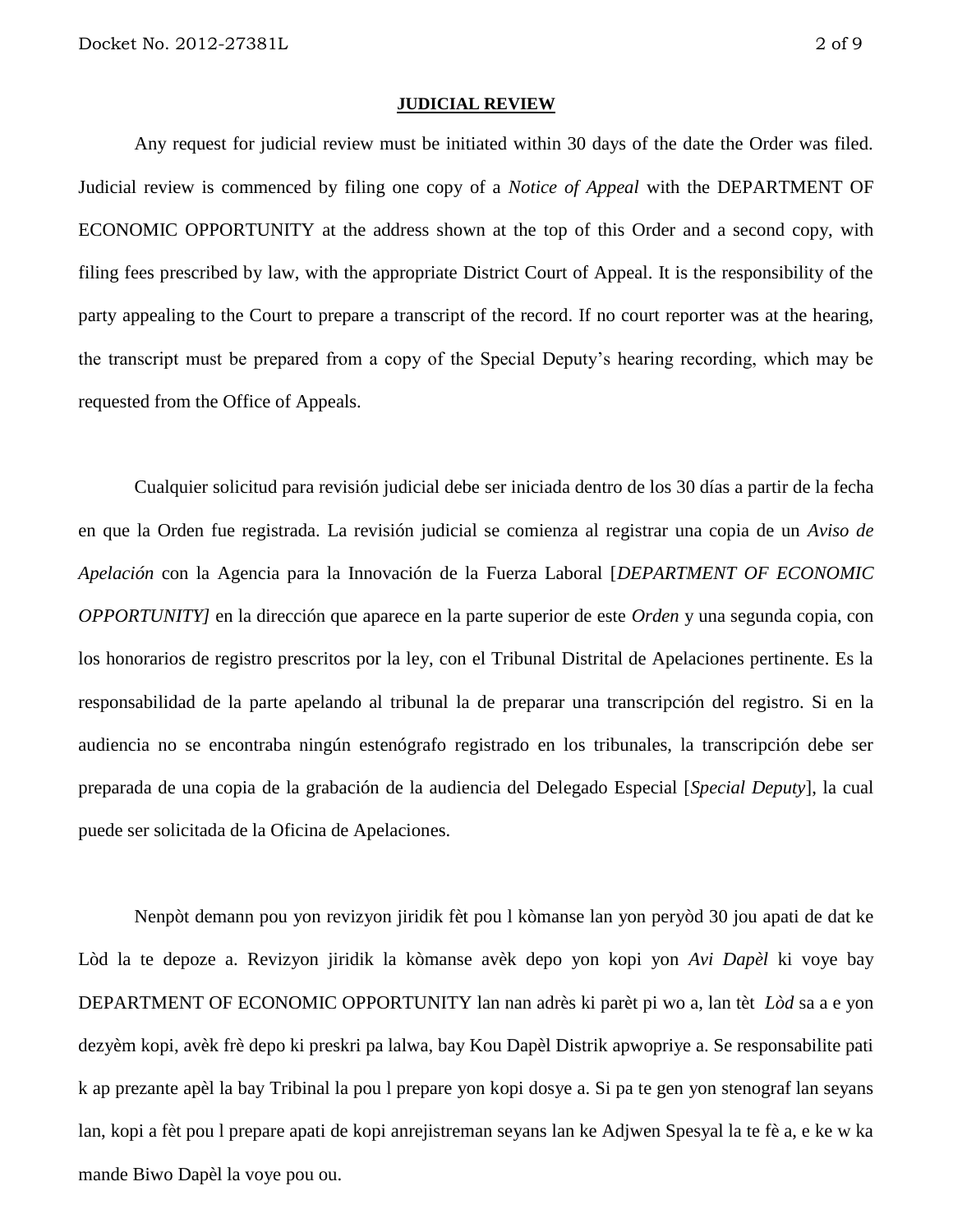**JUDICIAL REVIEW**

Any request for judicial review must be initiated within 30 days of the date the Order was filed. Judicial review is commenced by filing one copy of a *Notice of Appeal* with the DEPARTMENT OF ECONOMIC OPPORTUNITY at the address shown at the top of this Order and a second copy, with filing fees prescribed by law, with the appropriate District Court of Appeal. It is the responsibility of the party appealing to the Court to prepare a transcript of the record. If no court reporter was at the hearing, the transcript must be prepared from a copy of the Special Deputy's hearing recording, which may be requested from the Office of Appeals.

Cualquier solicitud para revisión judicial debe ser iniciada dentro de los 30 días a partir de la fecha en que la Orden fue registrada. La revisión judicial se comienza al registrar una copia de un *Aviso de Apelación* con la Agencia para la Innovación de la Fuerza Laboral [*DEPARTMENT OF ECONOMIC OPPORTUNITY]* en la dirección que aparece en la parte superior de este *Orden* y una segunda copia, con los honorarios de registro prescritos por la ley, con el Tribunal Distrital de Apelaciones pertinente. Es la responsabilidad de la parte apelando al tribunal la de preparar una transcripción del registro. Si en la audiencia no se encontraba ningún estenógrafo registrado en los tribunales, la transcripción debe ser preparada de una copia de la grabación de la audiencia del Delegado Especial [*Special Deputy*], la cual puede ser solicitada de la Oficina de Apelaciones.

Nenpòt demann pou yon revizyon jiridik fèt pou l kòmanse lan yon peryòd 30 jou apati de dat ke Lòd la te depoze a. Revizyon jiridik la kòmanse avèk depo yon kopi yon *Avi Dapèl* ki voye bay DEPARTMENT OF ECONOMIC OPPORTUNITY lan nan adrès ki parèt pi wo a, lan tèt *Lòd* sa a e yon dezyèm kopi, avèk frè depo ki preskri pa lalwa, bay Kou Dapèl Distrik apwopriye a. Se responsabilite pati k ap prezante apèl la bay Tribinal la pou l prepare yon kopi dosye a. Si pa te gen yon stenograf lan seyans lan, kopi a fèt pou l prepare apati de kopi anrejistreman seyans lan ke Adjwen Spesyal la te fè a, e ke w ka mande Biwo Dapèl la voye pou ou.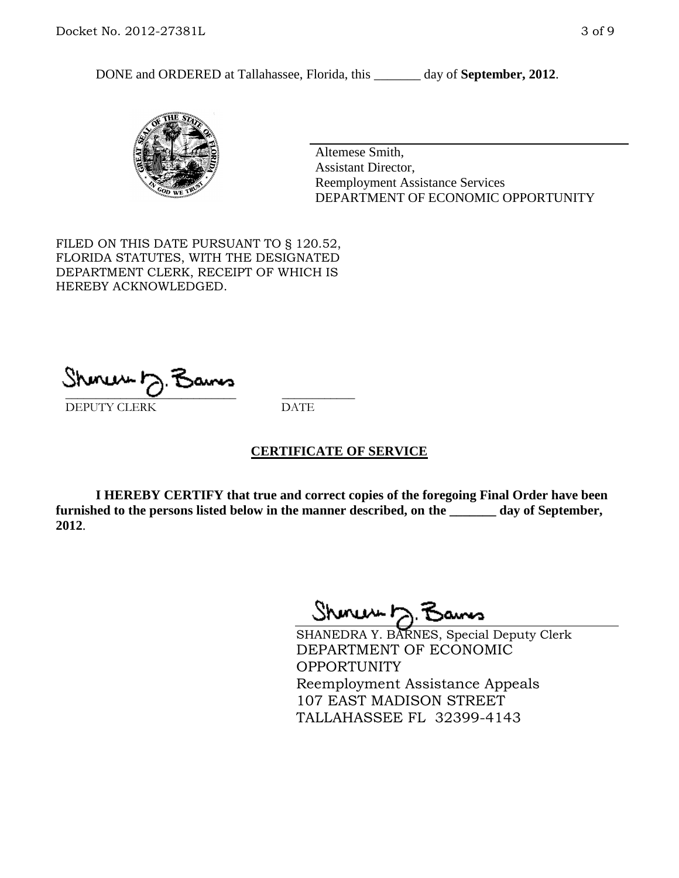DONE and ORDERED at Tallahassee, Florida, this _______ day of **September, 2012**.

Altemese Smith,
Assistant Director,
Reemployment Assistance Services
DEPARTMENT OF ECONOMIC OPPORTUNITY

FILED ON THIS DATE PURSUANT TO § 120.52, FLORIDA STATUTES, WITH THE DESIGNATED DEPARTMENT CLERK, RECEIPT OF WHICH IS HEREBY ACKNOWLEDGED.

\_\_\_\_\_\_\_\_\_\_\_\_\_\_\_\_\_\_\_\_\_\_\_\_\_\_\_\_ \_\_\_\_\_\_\_\_\_\_\_\_
DEPUTY CLERK DATE

**CERTIFICATE OF SERVICE**

**I HEREBY CERTIFY that true and correct copies of the foregoing Final Order have been furnished to the persons listed below in the manner described, on the _______ day of September, 2012**.

SHANEDRA Y. BARNES, Special Deputy Clerk
DEPARTMENT OF ECONOMIC OPPORTUNITY
Reemployment Assistance Appeals
107 EAST MADISON STREET
TALLAHASSEE FL 32399-4143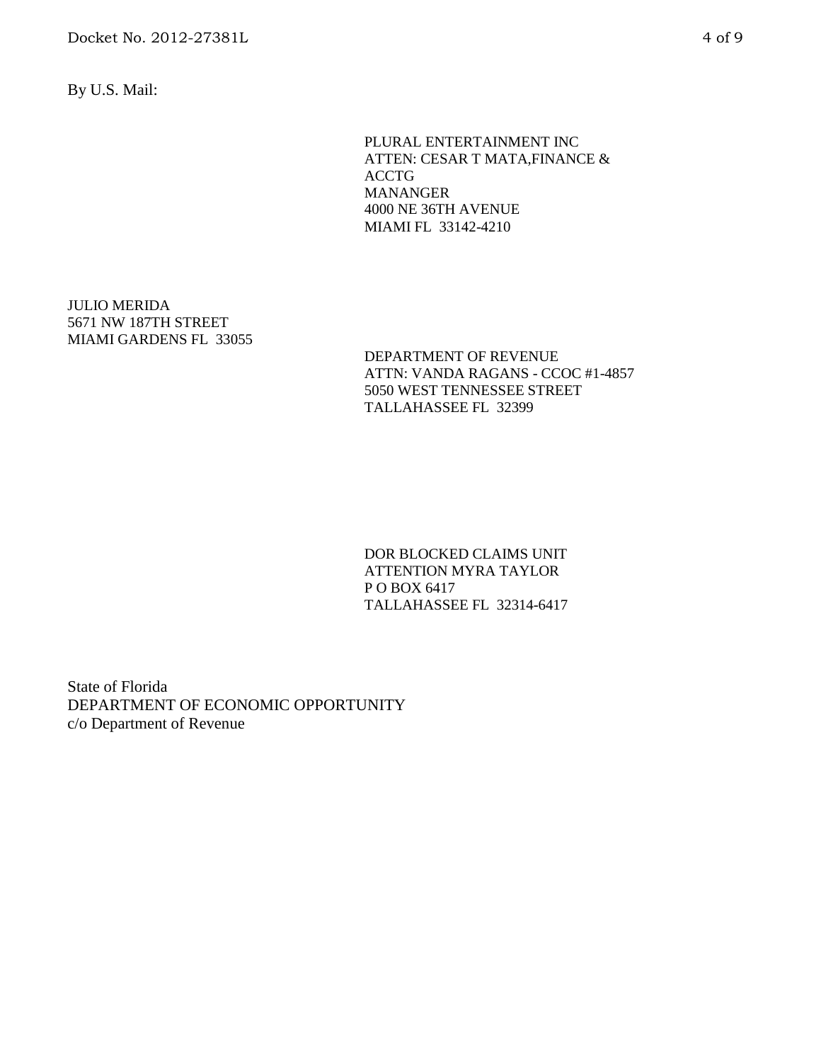By U.S. Mail:

PLURAL ENTERTAINMENT INC
ATTEN: CESAR T MATA,FINANCE &
ACCTG
MANANGER
4000 NE 36TH AVENUE
MIAMI FL 33142-4210

JULIO MERIDA
5671 NW 187TH STREET
MIAMI GARDENS FL 33055

DEPARTMENT OF REVENUE
ATTN: VANDA RAGANS - CCOC #1-4857
5050 WEST TENNESSEE STREET
TALLAHASSEE FL 32399

DOR BLOCKED CLAIMS UNIT
ATTENTION MYRA TAYLOR
P O BOX 6417
TALLAHASSEE FL 32314-6417

State of Florida
DEPARTMENT OF ECONOMIC OPPORTUNITY
c/o Department of Revenue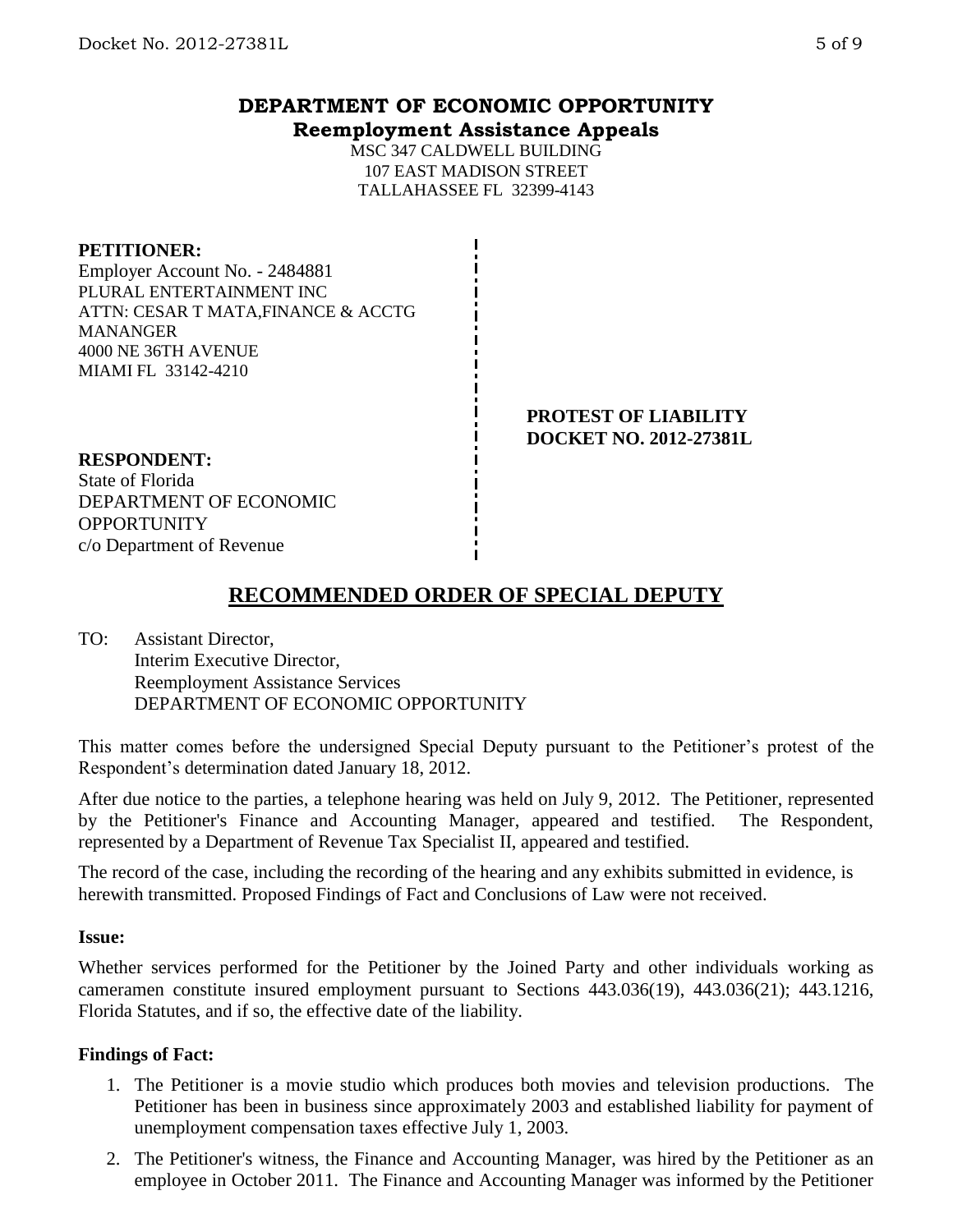# DEPARTMENT OF ECONOMIC OPPORTUNITY
## Reemployment Assistance Appeals

MSC 347 CALDWELL BUILDING
107 EAST MADISON STREET
TALLAHASSEE FL 32399-4143

**PETITIONER:**
Employer Account No. - 2484881
PLURAL ENTERTAINMENT INC
ATTN: CESAR T MATA,FINANCE & ACCTG MANANGER
4000 NE 36TH AVENUE
MIAMI FL 33142-4210

**PROTEST OF LIABILITY**
**DOCKET NO. 2012-27381L**

**RESPONDENT:**
State of Florida
DEPARTMENT OF ECONOMIC OPPORTUNITY
c/o Department of Revenue

## RECOMMENDED ORDER OF SPECIAL DEPUTY

TO: Assistant Director,
Interim Executive Director,
Reemployment Assistance Services
DEPARTMENT OF ECONOMIC OPPORTUNITY

This matter comes before the undersigned Special Deputy pursuant to the Petitioner's protest of the Respondent's determination dated January 18, 2012.

After due notice to the parties, a telephone hearing was held on July 9, 2012. The Petitioner, represented by the Petitioner's Finance and Accounting Manager, appeared and testified. The Respondent, represented by a Department of Revenue Tax Specialist II, appeared and testified.

The record of the case, including the recording of the hearing and any exhibits submitted in evidence, is herewith transmitted. Proposed Findings of Fact and Conclusions of Law were not received.

**Issue:**

Whether services performed for the Petitioner by the Joined Party and other individuals working as cameramen constitute insured employment pursuant to Sections 443.036(19), 443.036(21); 443.1216, Florida Statutes, and if so, the effective date of the liability.

**Findings of Fact:**

1. The Petitioner is a movie studio which produces both movies and television productions. The Petitioner has been in business since approximately 2003 and established liability for payment of unemployment compensation taxes effective July 1, 2003.
2. The Petitioner's witness, the Finance and Accounting Manager, was hired by the Petitioner as an employee in October 2011. The Finance and Accounting Manager was informed by the Petitioner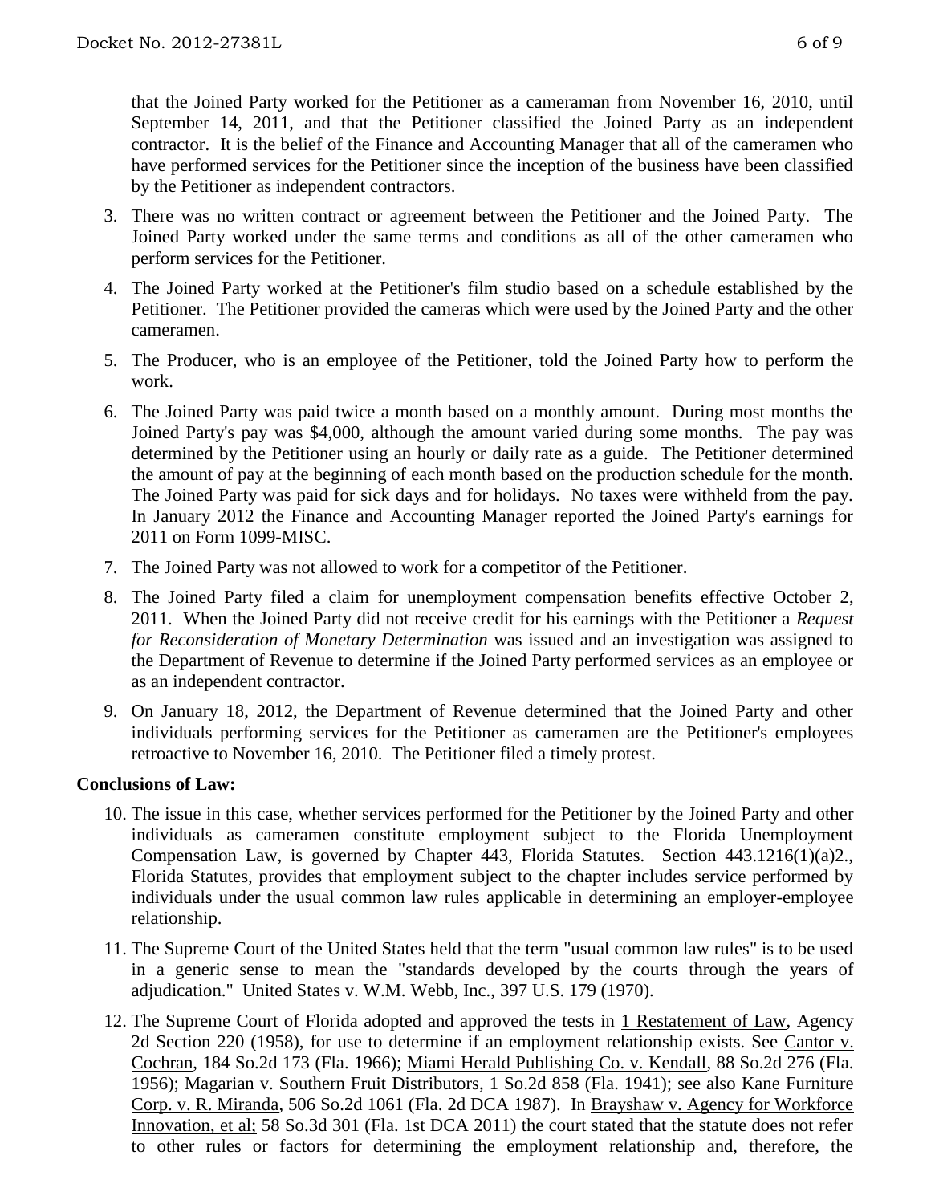that the Joined Party worked for the Petitioner as a cameraman from November 16, 2010, until September 14, 2011, and that the Petitioner classified the Joined Party as an independent contractor. It is the belief of the Finance and Accounting Manager that all of the cameramen who have performed services for the Petitioner since the inception of the business have been classified by the Petitioner as independent contractors.

3. There was no written contract or agreement between the Petitioner and the Joined Party. The Joined Party worked under the same terms and conditions as all of the other cameramen who perform services for the Petitioner.

4. The Joined Party worked at the Petitioner's film studio based on a schedule established by the Petitioner. The Petitioner provided the cameras which were used by the Joined Party and the other cameramen.

5. The Producer, who is an employee of the Petitioner, told the Joined Party how to perform the work.

6. The Joined Party was paid twice a month based on a monthly amount. During most months the Joined Party's pay was $4,000, although the amount varied during some months. The pay was determined by the Petitioner using an hourly or daily rate as a guide. The Petitioner determined the amount of pay at the beginning of each month based on the production schedule for the month. The Joined Party was paid for sick days and for holidays. No taxes were withheld from the pay. In January 2012 the Finance and Accounting Manager reported the Joined Party's earnings for 2011 on Form 1099-MISC.

7. The Joined Party was not allowed to work for a competitor of the Petitioner.

8. The Joined Party filed a claim for unemployment compensation benefits effective October 2, 2011. When the Joined Party did not receive credit for his earnings with the Petitioner a *Request for Reconsideration of Monetary Determination* was issued and an investigation was assigned to the Department of Revenue to determine if the Joined Party performed services as an employee or as an independent contractor.

9. On January 18, 2012, the Department of Revenue determined that the Joined Party and other individuals performing services for the Petitioner as cameramen are the Petitioner's employees retroactive to November 16, 2010. The Petitioner filed a timely protest.

**Conclusions of Law:**

10. The issue in this case, whether services performed for the Petitioner by the Joined Party and other individuals as cameramen constitute employment subject to the Florida Unemployment Compensation Law, is governed by Chapter 443, Florida Statutes. Section 443.1216(1)(a)2., Florida Statutes, provides that employment subject to the chapter includes service performed by individuals under the usual common law rules applicable in determining an employer-employee relationship.

11. The Supreme Court of the United States held that the term "usual common law rules" is to be used in a generic sense to mean the "standards developed by the courts through the years of adjudication." United States v. W.M. Webb, Inc., 397 U.S. 179 (1970).

12. The Supreme Court of Florida adopted and approved the tests in 1 Restatement of Law, Agency 2d Section 220 (1958), for use to determine if an employment relationship exists. See Cantor v. Cochran, 184 So.2d 173 (Fla. 1966); Miami Herald Publishing Co. v. Kendall, 88 So.2d 276 (Fla. 1956); Magarian v. Southern Fruit Distributors, 1 So.2d 858 (Fla. 1941); see also Kane Furniture Corp. v. R. Miranda, 506 So.2d 1061 (Fla. 2d DCA 1987). In Brayshaw v. Agency for Workforce Innovation, et al; 58 So.3d 301 (Fla. 1st DCA 2011) the court stated that the statute does not refer to other rules or factors for determining the employment relationship and, therefore, the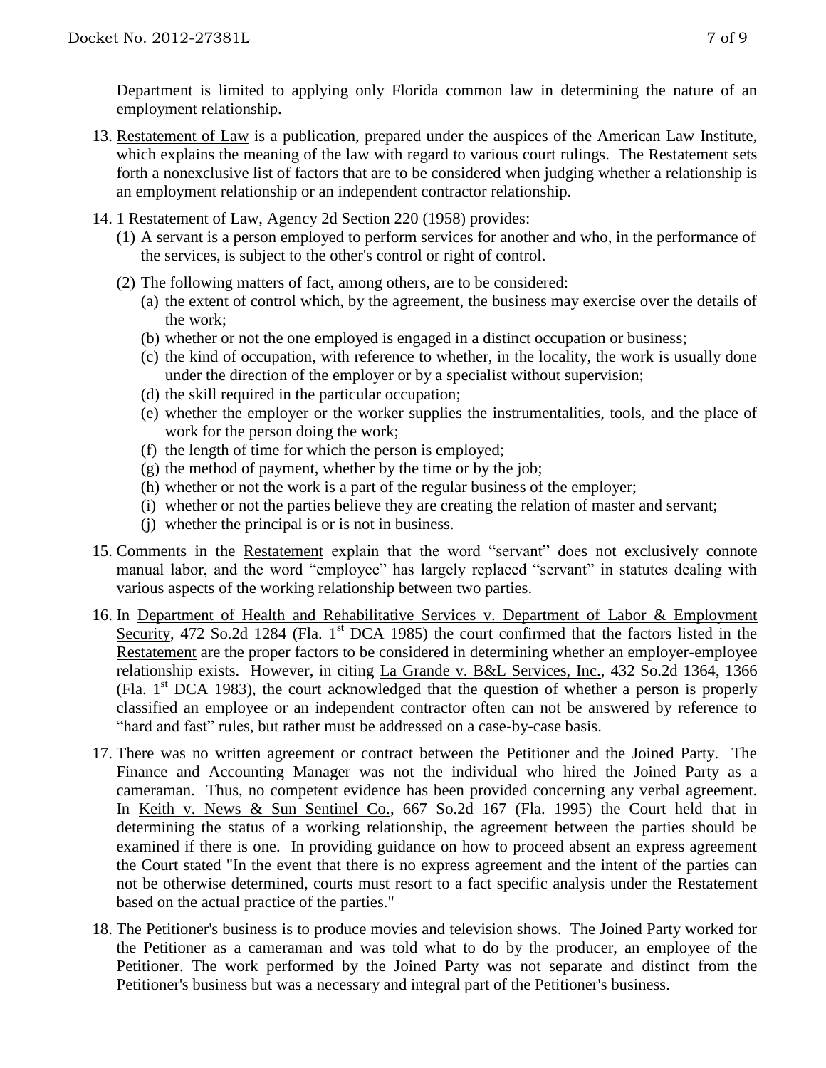Department is limited to applying only Florida common law in determining the nature of an employment relationship.

13. Restatement of Law is a publication, prepared under the auspices of the American Law Institute, which explains the meaning of the law with regard to various court rulings. The Restatement sets forth a nonexclusive list of factors that are to be considered when judging whether a relationship is an employment relationship or an independent contractor relationship.

14. 1 Restatement of Law, Agency 2d Section 220 (1958) provides:
    (1) A servant is a person employed to perform services for another and who, in the performance of the services, is subject to the other's control or right of control.
    (2) The following matters of fact, among others, are to be considered:
        (a) the extent of control which, by the agreement, the business may exercise over the details of the work;
        (b) whether or not the one employed is engaged in a distinct occupation or business;
        (c) the kind of occupation, with reference to whether, in the locality, the work is usually done under the direction of the employer or by a specialist without supervision;
        (d) the skill required in the particular occupation;
        (e) whether the employer or the worker supplies the instrumentalities, tools, and the place of work for the person doing the work;
        (f) the length of time for which the person is employed;
        (g) the method of payment, whether by the time or by the job;
        (h) whether or not the work is a part of the regular business of the employer;
        (i) whether or not the parties believe they are creating the relation of master and servant;
        (j) whether the principal is or is not in business.

15. Comments in the Restatement explain that the word "servant" does not exclusively connote manual labor, and the word "employee" has largely replaced "servant" in statutes dealing with various aspects of the working relationship between two parties.

16. In Department of Health and Rehabilitative Services v. Department of Labor & Employment Security, 472 So.2d 1284 (Fla. 1st DCA 1985) the court confirmed that the factors listed in the Restatement are the proper factors to be considered in determining whether an employer-employee relationship exists. However, in citing La Grande v. B&L Services, Inc., 432 So.2d 1364, 1366 (Fla. 1st DCA 1983), the court acknowledged that the question of whether a person is properly classified an employee or an independent contractor often can not be answered by reference to "hard and fast" rules, but rather must be addressed on a case-by-case basis.

17. There was no written agreement or contract between the Petitioner and the Joined Party. The Finance and Accounting Manager was not the individual who hired the Joined Party as a cameraman. Thus, no competent evidence has been provided concerning any verbal agreement. In Keith v. News & Sun Sentinel Co., 667 So.2d 167 (Fla. 1995) the Court held that in determining the status of a working relationship, the agreement between the parties should be examined if there is one. In providing guidance on how to proceed absent an express agreement the Court stated "In the event that there is no express agreement and the intent of the parties can not be otherwise determined, courts must resort to a fact specific analysis under the Restatement based on the actual practice of the parties."

18. The Petitioner's business is to produce movies and television shows. The Joined Party worked for the Petitioner as a cameraman and was told what to do by the producer, an employee of the Petitioner. The work performed by the Joined Party was not separate and distinct from the Petitioner's business but was a necessary and integral part of the Petitioner's business.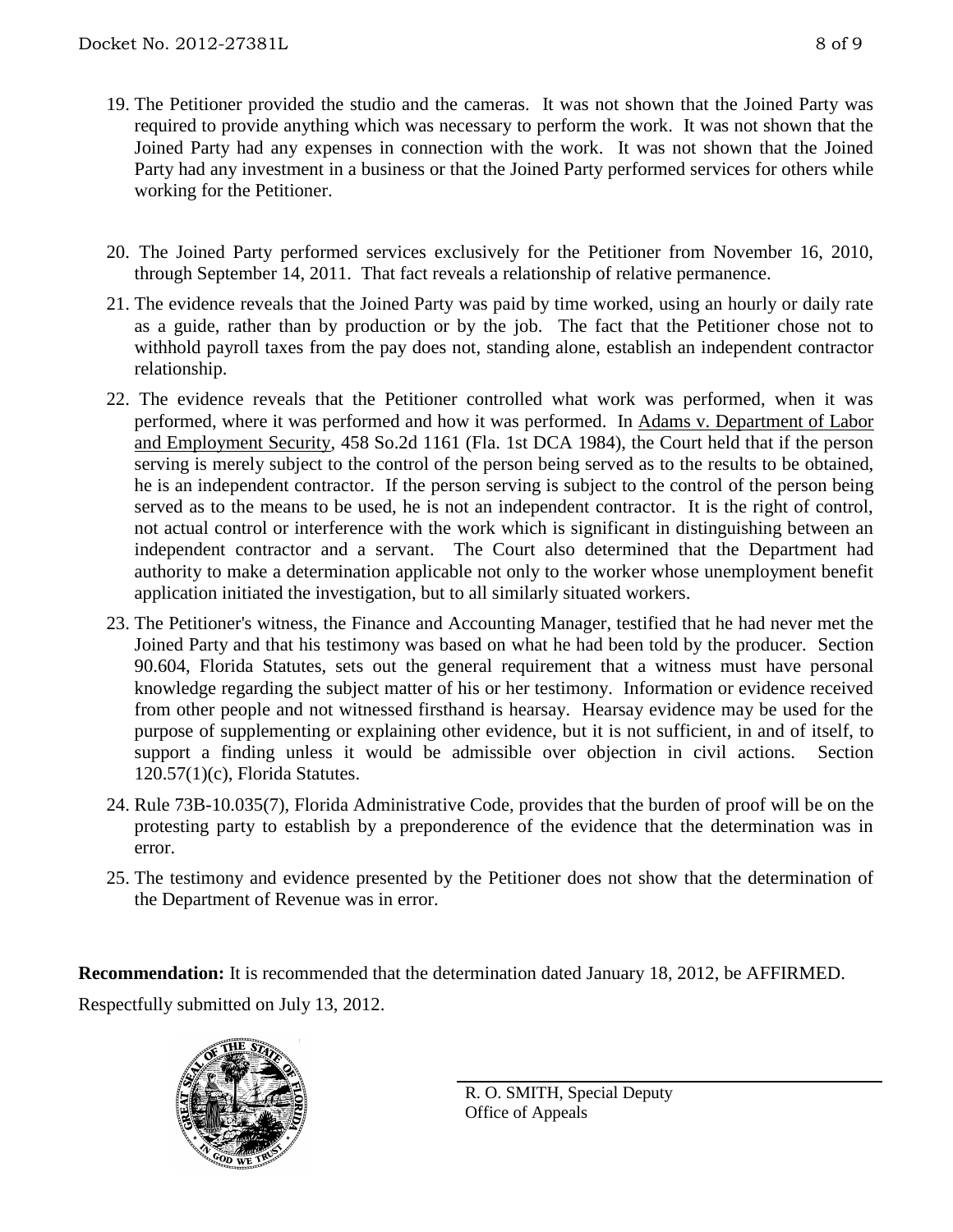19. The Petitioner provided the studio and the cameras. It was not shown that the Joined Party was required to provide anything which was necessary to perform the work. It was not shown that the Joined Party had any expenses in connection with the work. It was not shown that the Joined Party had any investment in a business or that the Joined Party performed services for others while working for the Petitioner.

20. The Joined Party performed services exclusively for the Petitioner from November 16, 2010, through September 14, 2011. That fact reveals a relationship of relative permanence.

21. The evidence reveals that the Joined Party was paid by time worked, using an hourly or daily rate as a guide, rather than by production or by the job. The fact that the Petitioner chose not to withhold payroll taxes from the pay does not, standing alone, establish an independent contractor relationship.

22. The evidence reveals that the Petitioner controlled what work was performed, when it was performed, where it was performed and how it was performed. In Adams v. Department of Labor and Employment Security, 458 So.2d 1161 (Fla. 1st DCA 1984), the Court held that if the person serving is merely subject to the control of the person being served as to the results to be obtained, he is an independent contractor. If the person serving is subject to the control of the person being served as to the means to be used, he is not an independent contractor. It is the right of control, not actual control or interference with the work which is significant in distinguishing between an independent contractor and a servant. The Court also determined that the Department had authority to make a determination applicable not only to the worker whose unemployment benefit application initiated the investigation, but to all similarly situated workers.

23. The Petitioner's witness, the Finance and Accounting Manager, testified that he had never met the Joined Party and that his testimony was based on what he had been told by the producer. Section 90.604, Florida Statutes, sets out the general requirement that a witness must have personal knowledge regarding the subject matter of his or her testimony. Information or evidence received from other people and not witnessed firsthand is hearsay. Hearsay evidence may be used for the purpose of supplementing or explaining other evidence, but it is not sufficient, in and of itself, to support a finding unless it would be admissible over objection in civil actions. Section 120.57(1)(c), Florida Statutes.

24. Rule 73B-10.035(7), Florida Administrative Code, provides that the burden of proof will be on the protesting party to establish by a preponderence of the evidence that the determination was in error.

25. The testimony and evidence presented by the Petitioner does not show that the determination of the Department of Revenue was in error.

**Recommendation:** It is recommended that the determination dated January 18, 2012, be AFFIRMED.

Respectfully submitted on July 13, 2012.

R. O. SMITH, Special Deputy
Office of Appeals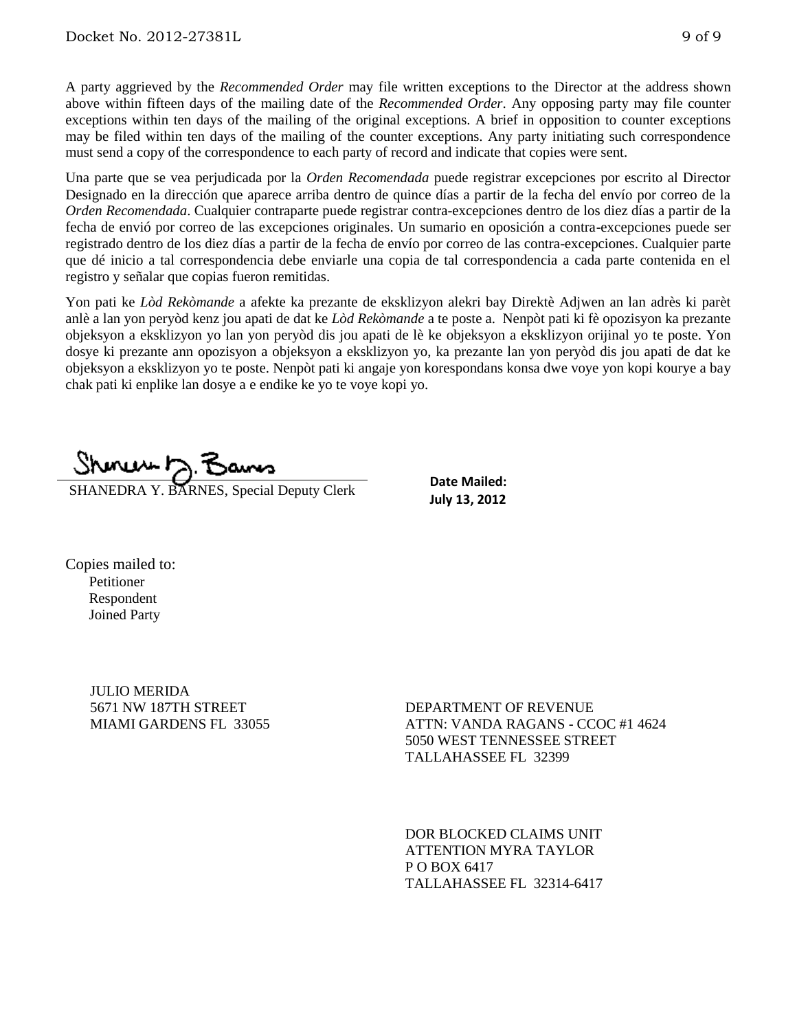A party aggrieved by the *Recommended Order* may file written exceptions to the Director at the address shown above within fifteen days of the mailing date of the *Recommended Order*. Any opposing party may file counter exceptions within ten days of the mailing of the original exceptions. A brief in opposition to counter exceptions may be filed within ten days of the mailing of the counter exceptions. Any party initiating such correspondence must send a copy of the correspondence to each party of record and indicate that copies were sent.

Una parte que se vea perjudicada por la *Orden Recomendada* puede registrar excepciones por escrito al Director Designado en la dirección que aparece arriba dentro de quince días a partir de la fecha del envío por correo de la *Orden Recomendada*. Cualquier contraparte puede registrar contra-excepciones dentro de los diez días a partir de la fecha de envió por correo de las excepciones originales. Un sumario en oposición a contra-excepciones puede ser registrado dentro de los diez días a partir de la fecha de envío por correo de las contra-excepciones. Cualquier parte que dé inicio a tal correspondencia debe enviarle una copia de tal correspondencia a cada parte contenida en el registro y señalar que copias fueron remitidas.

Yon pati ke *Lòd Rekòmande* a afekte ka prezante de eksklizyon alekri bay Direktè Adjwen an lan adrès ki parèt anlè a lan yon peryòd kenz jou apati de dat ke *Lòd Rekòmande* a te poste a. Nenpòt pati ki fè opozisyon ka prezante objeksyon a eksklizyon yo lan yon peryòd dis jou apati de lè ke objeksyon a eksklizyon orijinal yo te poste. Yon dosye ki prezante ann opozisyon a objeksyon a eksklizyon yo, ka prezante lan yon peryòd dis jou apati de dat ke objeksyon a eksklizyon yo te poste. Nenpòt pati ki angaje yon korespondans konsa dwe voye yon kopi kourye a bay chak pati ki enplike lan dosye a e endike ke yo te voye kopi yo.

SHANEDRA Y. BARNES, Special Deputy Clerk

**Date Mailed:**
**July 13, 2012**

Copies mailed to:
Petitioner
Respondent
Joined Party

JULIO MERIDA
5671 NW 187TH STREET
MIAMI GARDENS FL 33055

DEPARTMENT OF REVENUE
ATTN: VANDA RAGANS - CCOC #1 4624
5050 WEST TENNESSEE STREET
TALLAHASSEE FL 32399

DOR BLOCKED CLAIMS UNIT
ATTENTION MYRA TAYLOR
P O BOX 6417
TALLAHASSEE FL 32314-6417